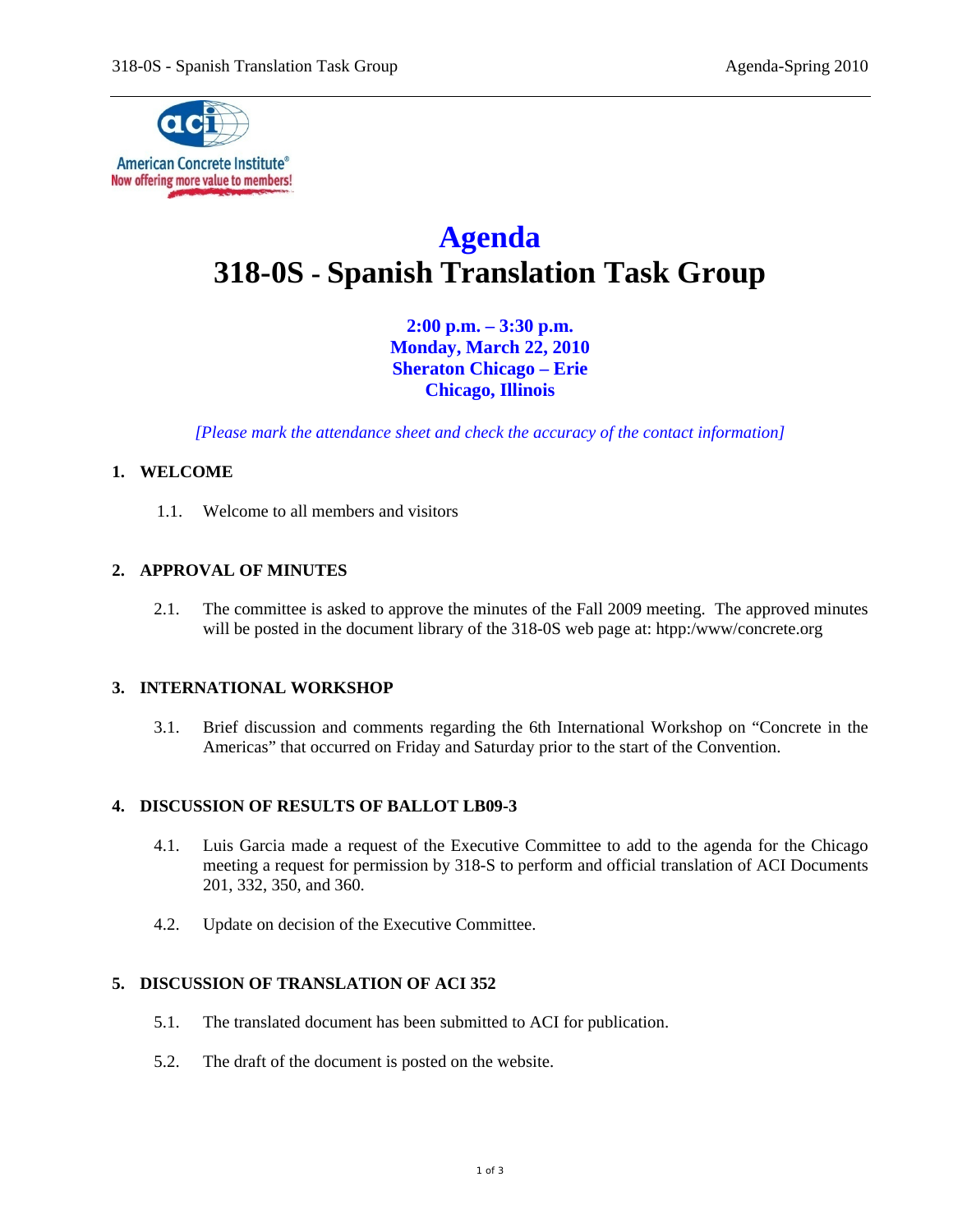# Agenda

# 318-0S - Spanish Translation Task Group

**2:00 p.m. – 3:30 p.m.**
**Monday, March 22, 2010**
**Sheraton Chicago – Erie**
**Chicago, Illinois**

*[Please mark the attendance sheet and check the accuracy of the contact information]*

## 1. WELCOME

1.1. Welcome to all members and visitors

## 2. APPROVAL OF MINUTES

2.1. The committee is asked to approve the minutes of the Fall 2009 meeting. The approved minutes will be posted in the document library of the 318-0S web page at: htpp:/www/concrete.org

## 3. INTERNATIONAL WORKSHOP

3.1. Brief discussion and comments regarding the 6th International Workshop on "Concrete in the Americas" that occurred on Friday and Saturday prior to the start of the Convention.

## 4. DISCUSSION OF RESULTS OF BALLOT LB09-3

4.1. Luis Garcia made a request of the Executive Committee to add to the agenda for the Chicago meeting a request for permission by 318-S to perform and official translation of ACI Documents 201, 332, 350, and 360.

4.2. Update on decision of the Executive Committee.

## 5. DISCUSSION OF TRANSLATION OF ACI 352

5.1. The translated document has been submitted to ACI for publication.

5.2. The draft of the document is posted on the website.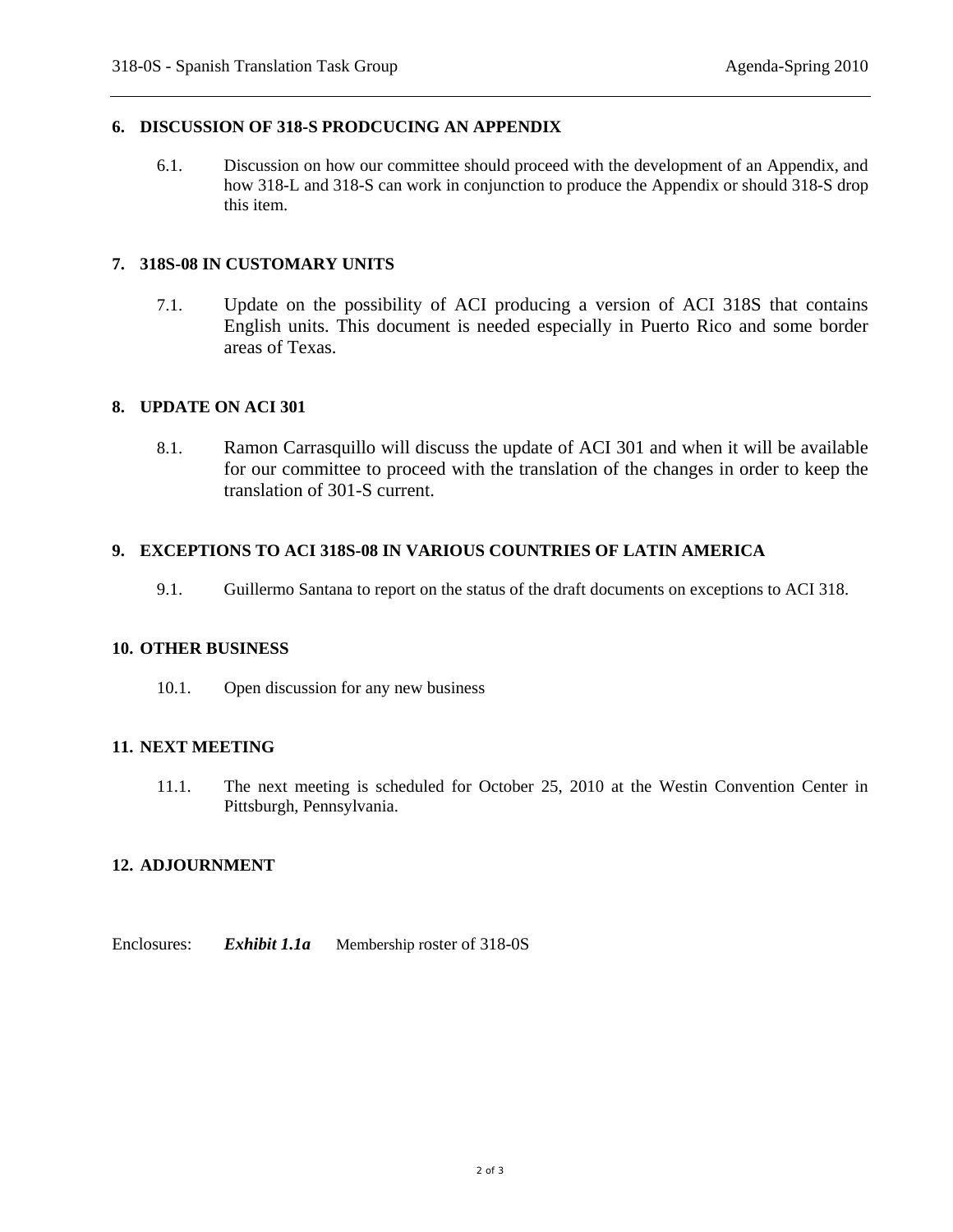## 6. DISCUSSION OF 318-S PRODCUCING AN APPENDIX

6.1. Discussion on how our committee should proceed with the development of an Appendix, and how 318-L and 318-S can work in conjunction to produce the Appendix or should 318-S drop this item.

## 7. 318S-08 IN CUSTOMARY UNITS

7.1. Update on the possibility of ACI producing a version of ACI 318S that contains English units. This document is needed especially in Puerto Rico and some border areas of Texas.

## 8. UPDATE ON ACI 301

8.1. Ramon Carrasquillo will discuss the update of ACI 301 and when it will be available for our committee to proceed with the translation of the changes in order to keep the translation of 301-S current.

## 9. EXCEPTIONS TO ACI 318S-08 IN VARIOUS COUNTRIES OF LATIN AMERICA

9.1. Guillermo Santana to report on the status of the draft documents on exceptions to ACI 318.

## 10. OTHER BUSINESS

10.1. Open discussion for any new business

## 11. NEXT MEETING

11.1. The next meeting is scheduled for October 25, 2010 at the Westin Convention Center in Pittsburgh, Pennsylvania.

## 12. ADJOURNMENT

Enclosures: ***Exhibit 1.1a*** Membership roster of 318-0S